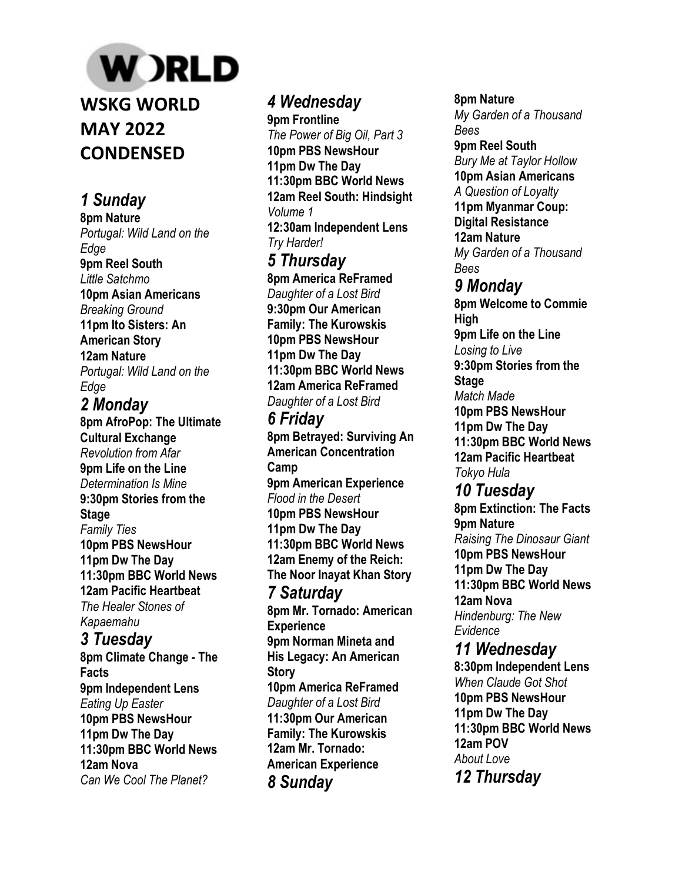WORLD

# WSKG WORLD MAY 2022 CONDENSED

## 1 Sunday

**8pm Nature**
*Portugal: Wild Land on the Edge*
**9pm Reel South**
*Little Satchmo*
**10pm Asian Americans**
*Breaking Ground*
**11pm Ito Sisters: An American Story**
**12am Nature**
*Portugal: Wild Land on the Edge*

## 2 Monday

**8pm AfroPop: The Ultimate Cultural Exchange**
*Revolution from Afar*
**9pm Life on the Line**
*Determination Is Mine*
**9:30pm Stories from the Stage**
*Family Ties*
**10pm PBS NewsHour**
**11pm Dw The Day**
**11:30pm BBC World News**
**12am Pacific Heartbeat**
*The Healer Stones of Kapaemahu*

## 3 Tuesday

**8pm Climate Change - The Facts**
**9pm Independent Lens**
*Eating Up Easter*
**10pm PBS NewsHour**
**11pm Dw The Day**
**11:30pm BBC World News**
**12am Nova**
*Can We Cool The Planet?*

## 4 Wednesday

**9pm Frontline**
*The Power of Big Oil, Part 3*
**10pm PBS NewsHour**
**11pm Dw The Day**
**11:30pm BBC World News**
**12am Reel South: Hindsight**
*Volume 1*
**12:30am Independent Lens**
*Try Harder!*

## 5 Thursday

**8pm America ReFramed**
*Daughter of a Lost Bird*
**9:30pm Our American Family: The Kurowskis**
**10pm PBS NewsHour**
**11pm Dw The Day**
**11:30pm BBC World News**
**12am America ReFramed**
*Daughter of a Lost Bird*

## 6 Friday

**8pm Betrayed: Surviving An American Concentration Camp**
**9pm American Experience**
*Flood in the Desert*
**10pm PBS NewsHour**
**11pm Dw The Day**
**11:30pm BBC World News**
**12am Enemy of the Reich: The Noor Inayat Khan Story**

## 7 Saturday

**8pm Mr. Tornado: American Experience**
**9pm Norman Mineta and His Legacy: An American Story**
**10pm America ReFramed**
*Daughter of a Lost Bird*
**11:30pm Our American Family: The Kurowskis**
**12am Mr. Tornado: American Experience**

## 8 Sunday

**8pm Nature**
*My Garden of a Thousand Bees*
**9pm Reel South**
*Bury Me at Taylor Hollow*
**10pm Asian Americans**
*A Question of Loyalty*
**11pm Myanmar Coup: Digital Resistance**
**12am Nature**
*My Garden of a Thousand Bees*

## 9 Monday

**8pm Welcome to Commie High**
**9pm Life on the Line**
*Losing to Live*
**9:30pm Stories from the Stage**
*Match Made*
**10pm PBS NewsHour**
**11pm Dw The Day**
**11:30pm BBC World News**
**12am Pacific Heartbeat**
*Tokyo Hula*

## 10 Tuesday

**8pm Extinction: The Facts**
**9pm Nature**
*Raising The Dinosaur Giant*
**10pm PBS NewsHour**
**11pm Dw The Day**
**11:30pm BBC World News**
**12am Nova**
*Hindenburg: The New Evidence*

## 11 Wednesday

**8:30pm Independent Lens**
*When Claude Got Shot*
**10pm PBS NewsHour**
**11pm Dw The Day**
**11:30pm BBC World News**
**12am POV**
*About Love*

## 12 Thursday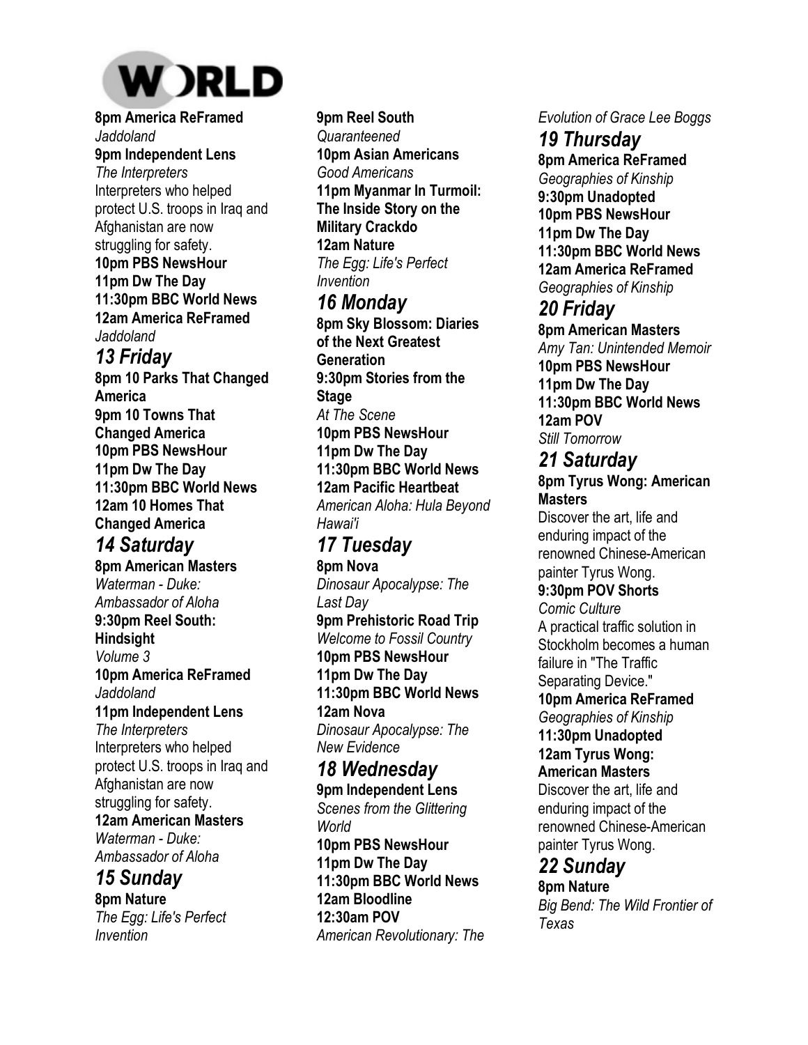# WORLD

**8pm America ReFramed**
*Jaddoland*
**9pm Independent Lens**
*The Interpreters*
Interpreters who helped protect U.S. troops in Iraq and Afghanistan are now struggling for safety.
**10pm PBS NewsHour**
**11pm Dw The Day**
**11:30pm BBC World News**
**12am America ReFramed**
*Jaddoland*

## *13 Friday*

**8pm 10 Parks That Changed America**
**9pm 10 Towns That Changed America**
**10pm PBS NewsHour**
**11pm Dw The Day**
**11:30pm BBC World News**
**12am 10 Homes That Changed America**

## *14 Saturday*

**8pm American Masters**
*Waterman - Duke: Ambassador of Aloha*
**9:30pm Reel South: Hindsight**
*Volume 3*
**10pm America ReFramed**
*Jaddoland*
**11pm Independent Lens**
*The Interpreters*
Interpreters who helped protect U.S. troops in Iraq and Afghanistan are now struggling for safety.
**12am American Masters**
*Waterman - Duke: Ambassador of Aloha*

## *15 Sunday*

**8pm Nature**
*The Egg: Life's Perfect Invention*
**9pm Reel South**
*Quaranteened*
**10pm Asian Americans**
*Good Americans*
**11pm Myanmar In Turmoil: The Inside Story on the Military Crackdo**
**12am Nature**
*The Egg: Life's Perfect Invention*

## *16 Monday*

**8pm Sky Blossom: Diaries of the Next Greatest Generation**
**9:30pm Stories from the Stage**
*At The Scene*
**10pm PBS NewsHour**
**11pm Dw The Day**
**11:30pm BBC World News**
**12am Pacific Heartbeat**
*American Aloha: Hula Beyond Hawai'i*

## *17 Tuesday*

**8pm Nova**
*Dinosaur Apocalypse: The Last Day*
**9pm Prehistoric Road Trip**
*Welcome to Fossil Country*
**10pm PBS NewsHour**
**11pm Dw The Day**
**11:30pm BBC World News**
**12am Nova**
*Dinosaur Apocalypse: The New Evidence*

## *18 Wednesday*

**9pm Independent Lens**
*Scenes from the Glittering World*
**10pm PBS NewsHour**
**11pm Dw The Day**
**11:30pm BBC World News**
**12am Bloodline**
**12:30am POV**
*American Revolutionary: The Evolution of Grace Lee Boggs*

## *19 Thursday*

**8pm America ReFramed**
*Geographies of Kinship*
**9:30pm Unadopted**
**10pm PBS NewsHour**
**11pm Dw The Day**
**11:30pm BBC World News**
**12am America ReFramed**
*Geographies of Kinship*

## *20 Friday*

**8pm American Masters**
*Amy Tan: Unintended Memoir*
**10pm PBS NewsHour**
**11pm Dw The Day**
**11:30pm BBC World News**
**12am POV**
*Still Tomorrow*

## *21 Saturday*

**8pm Tyrus Wong: American Masters**
Discover the art, life and enduring impact of the renowned Chinese-American painter Tyrus Wong.
**9:30pm POV Shorts**
*Comic Culture*
A practical traffic solution in Stockholm becomes a human failure in "The Traffic Separating Device."
**10pm America ReFramed**
*Geographies of Kinship*
**11:30pm Unadopted**
**12am Tyrus Wong: American Masters**
Discover the art, life and enduring impact of the renowned Chinese-American painter Tyrus Wong.

## *22 Sunday*

**8pm Nature**
*Big Bend: The Wild Frontier of Texas*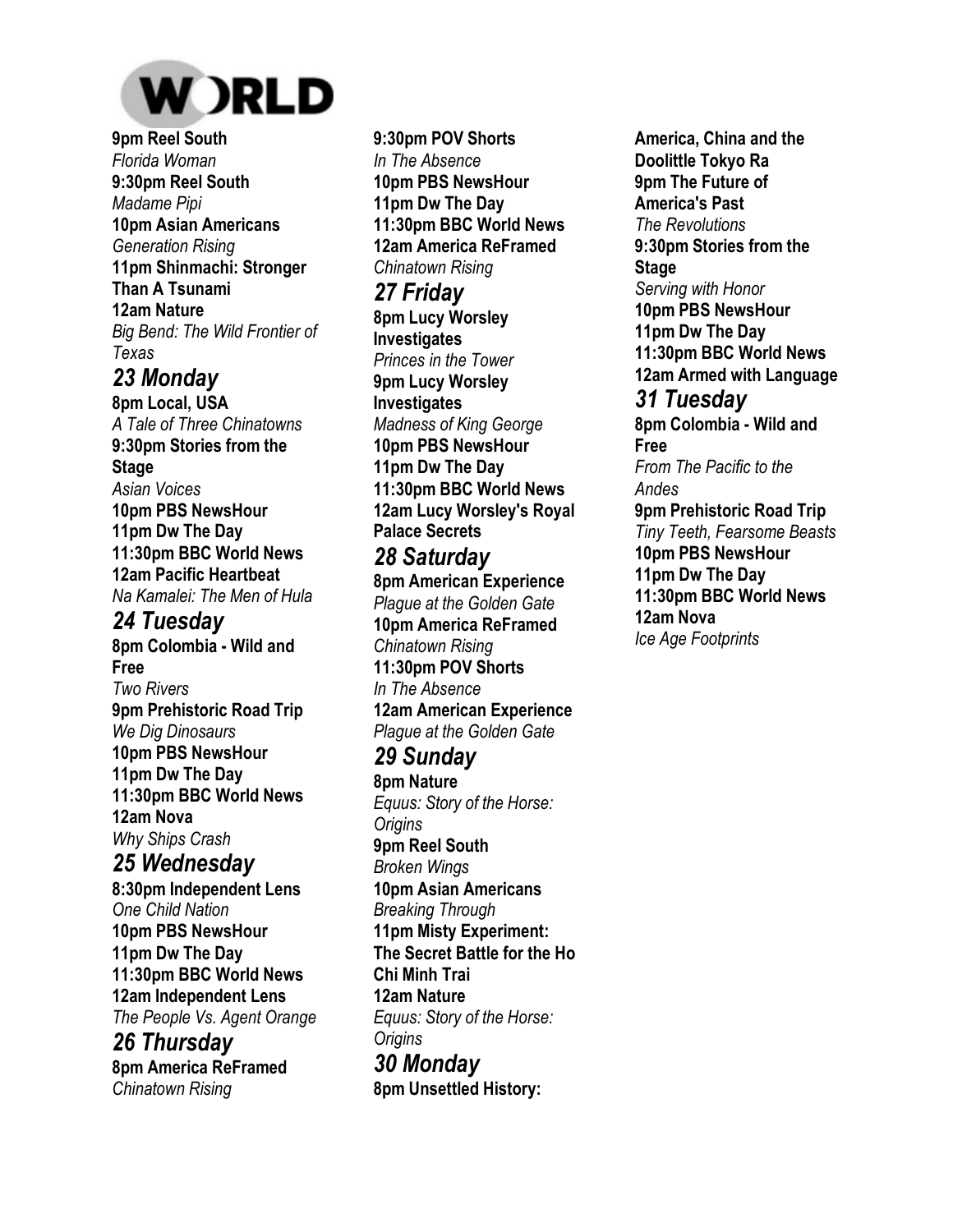# WORLD

**9pm Reel South**
*Florida Woman*
**9:30pm Reel South**
*Madame Pipi*
**10pm Asian Americans**
*Generation Rising*
**11pm Shinmachi: Stronger Than A Tsunami**
**12am Nature**
*Big Bend: The Wild Frontier of Texas*

## *23 Monday*

**8pm Local, USA**
*A Tale of Three Chinatowns*
**9:30pm Stories from the Stage**
*Asian Voices*
**10pm PBS NewsHour**
**11pm Dw The Day**
**11:30pm BBC World News**
**12am Pacific Heartbeat**
*Na Kamalei: The Men of Hula*

## *24 Tuesday*

**8pm Colombia - Wild and Free**
*Two Rivers*
**9pm Prehistoric Road Trip**
*We Dig Dinosaurs*
**10pm PBS NewsHour**
**11pm Dw The Day**
**11:30pm BBC World News**
**12am Nova**
*Why Ships Crash*

## *25 Wednesday*

**8:30pm Independent Lens**
*One Child Nation*
**10pm PBS NewsHour**
**11pm Dw The Day**
**11:30pm BBC World News**
**12am Independent Lens**
*The People Vs. Agent Orange*

## *26 Thursday*

**8pm America ReFramed**
*Chinatown Rising*
**9:30pm POV Shorts**
*In The Absence*
**10pm PBS NewsHour**
**11pm Dw The Day**
**11:30pm BBC World News**
**12am America ReFramed**
*Chinatown Rising*

## *27 Friday*

**8pm Lucy Worsley Investigates**
*Princes in the Tower*
**9pm Lucy Worsley Investigates**
*Madness of King George*
**10pm PBS NewsHour**
**11pm Dw The Day**
**11:30pm BBC World News**
**12am Lucy Worsley's Royal Palace Secrets**

## *28 Saturday*

**8pm American Experience**
*Plague at the Golden Gate*
**10pm America ReFramed**
*Chinatown Rising*
**11:30pm POV Shorts**
*In The Absence*
**12am American Experience**
*Plague at the Golden Gate*

## *29 Sunday*

**8pm Nature**
*Equus: Story of the Horse: Origins*
**9pm Reel South**
*Broken Wings*
**10pm Asian Americans**
*Breaking Through*
**11pm Misty Experiment: The Secret Battle for the Ho Chi Minh Trai**
**12am Nature**
*Equus: Story of the Horse: Origins*

## *30 Monday*

**8pm Unsettled History: America, China and the Doolittle Tokyo Ra**
**9pm The Future of America's Past**
*The Revolutions*
**9:30pm Stories from the Stage**
*Serving with Honor*
**10pm PBS NewsHour**
**11pm Dw The Day**
**11:30pm BBC World News**
**12am Armed with Language**

## *31 Tuesday*

**8pm Colombia - Wild and Free**
*From The Pacific to the Andes*
**9pm Prehistoric Road Trip**
*Tiny Teeth, Fearsome Beasts*
**10pm PBS NewsHour**
**11pm Dw The Day**
**11:30pm BBC World News**
**12am Nova**
*Ice Age Footprints*